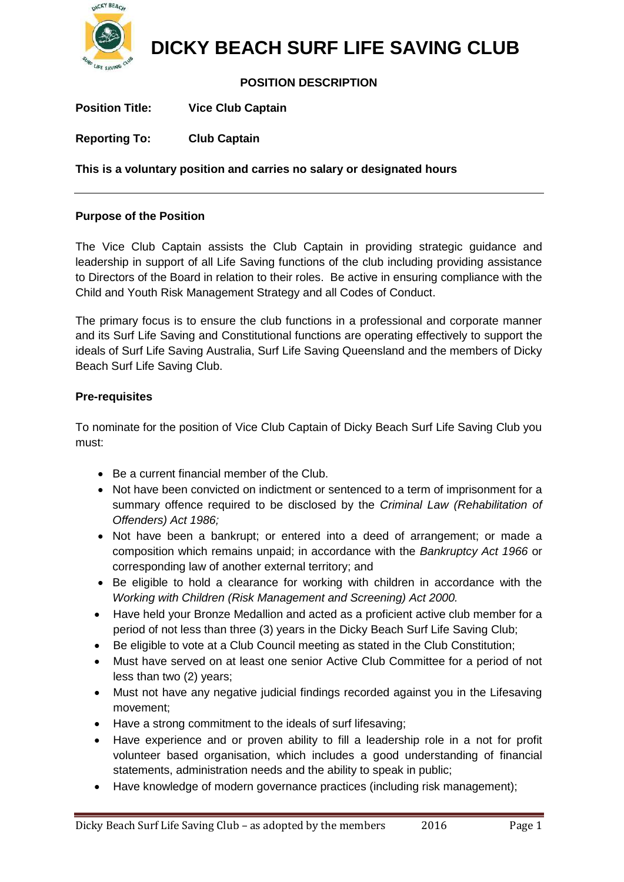# DICKY BEACH SURF LIFE SAVING CLUB

## POSITION DESCRIPTION

**Position Title:** **Vice Club Captain**

**Reporting To:** **Club Captain**

**This is a voluntary position and carries no salary or designated hours**

---

### Purpose of the Position

The Vice Club Captain assists the Club Captain in providing strategic guidance and leadership in support of all Life Saving functions of the club including providing assistance to Directors of the Board in relation to their roles. Be active in ensuring compliance with the Child and Youth Risk Management Strategy and all Codes of Conduct.

The primary focus is to ensure the club functions in a professional and corporate manner and its Surf Life Saving and Constitutional functions are operating effectively to support the ideals of Surf Life Saving Australia, Surf Life Saving Queensland and the members of Dicky Beach Surf Life Saving Club.

### Pre-requisites

To nominate for the position of Vice Club Captain of Dicky Beach Surf Life Saving Club you must:

- Be a current financial member of the Club.
- Not have been convicted on indictment or sentenced to a term of imprisonment for a summary offence required to be disclosed by the *Criminal Law (Rehabilitation of Offenders) Act 1986;*
- Not have been a bankrupt; or entered into a deed of arrangement; or made a composition which remains unpaid; in accordance with the *Bankruptcy Act 1966* or corresponding law of another external territory; and
- Be eligible to hold a clearance for working with children in accordance with the *Working with Children (Risk Management and Screening) Act 2000.*
- Have held your Bronze Medallion and acted as a proficient active club member for a period of not less than three (3) years in the Dicky Beach Surf Life Saving Club;
- Be eligible to vote at a Club Council meeting as stated in the Club Constitution;
- Must have served on at least one senior Active Club Committee for a period of not less than two (2) years;
- Must not have any negative judicial findings recorded against you in the Lifesaving movement;
- Have a strong commitment to the ideals of surf lifesaving;
- Have experience and or proven ability to fill a leadership role in a not for profit volunteer based organisation, which includes a good understanding of financial statements, administration needs and the ability to speak in public;
- Have knowledge of modern governance practices (including risk management);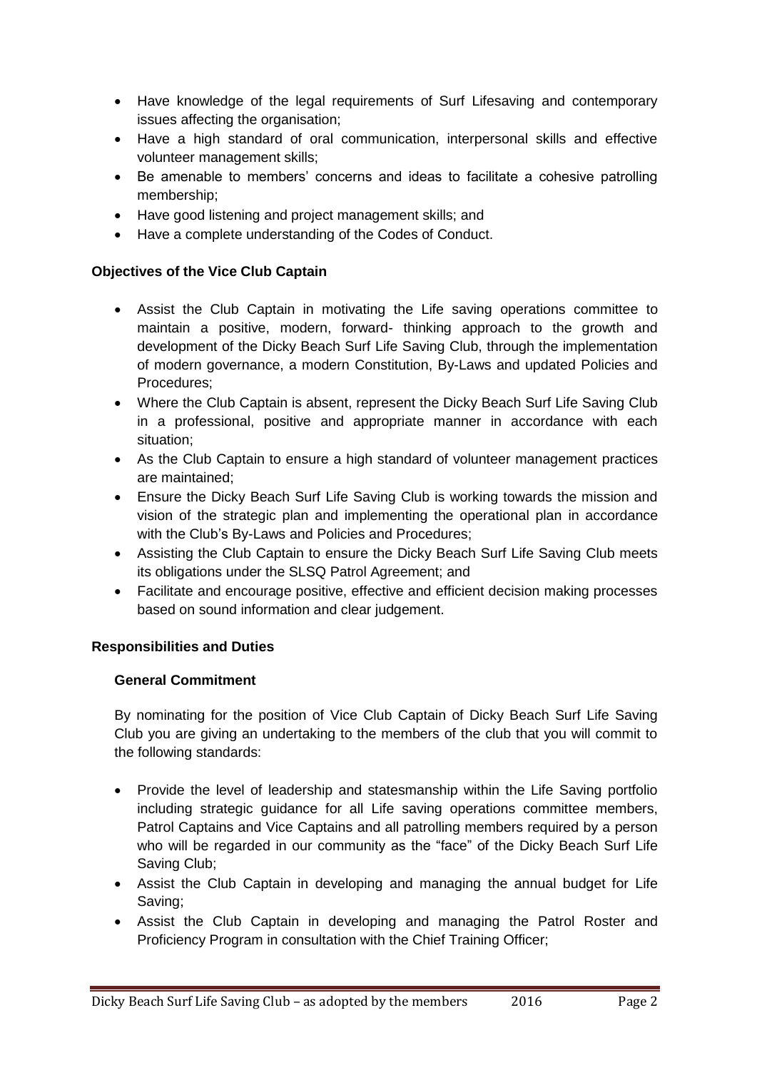- Have knowledge of the legal requirements of Surf Lifesaving and contemporary issues affecting the organisation;
- Have a high standard of oral communication, interpersonal skills and effective volunteer management skills;
- Be amenable to members' concerns and ideas to facilitate a cohesive patrolling membership;
- Have good listening and project management skills; and
- Have a complete understanding of the Codes of Conduct.

**Objectives of the Vice Club Captain**

- Assist the Club Captain in motivating the Life saving operations committee to maintain a positive, modern, forward- thinking approach to the growth and development of the Dicky Beach Surf Life Saving Club, through the implementation of modern governance, a modern Constitution, By-Laws and updated Policies and Procedures;
- Where the Club Captain is absent, represent the Dicky Beach Surf Life Saving Club in a professional, positive and appropriate manner in accordance with each situation;
- As the Club Captain to ensure a high standard of volunteer management practices are maintained;
- Ensure the Dicky Beach Surf Life Saving Club is working towards the mission and vision of the strategic plan and implementing the operational plan in accordance with the Club's By-Laws and Policies and Procedures;
- Assisting the Club Captain to ensure the Dicky Beach Surf Life Saving Club meets its obligations under the SLSQ Patrol Agreement; and
- Facilitate and encourage positive, effective and efficient decision making processes based on sound information and clear judgement.

**Responsibilities and Duties**

**General Commitment**

By nominating for the position of Vice Club Captain of Dicky Beach Surf Life Saving Club you are giving an undertaking to the members of the club that you will commit to the following standards:

- Provide the level of leadership and statesmanship within the Life Saving portfolio including strategic guidance for all Life saving operations committee members, Patrol Captains and Vice Captains and all patrolling members required by a person who will be regarded in our community as the "face" of the Dicky Beach Surf Life Saving Club;
- Assist the Club Captain in developing and managing the annual budget for Life Saving;
- Assist the Club Captain in developing and managing the Patrol Roster and Proficiency Program in consultation with the Chief Training Officer;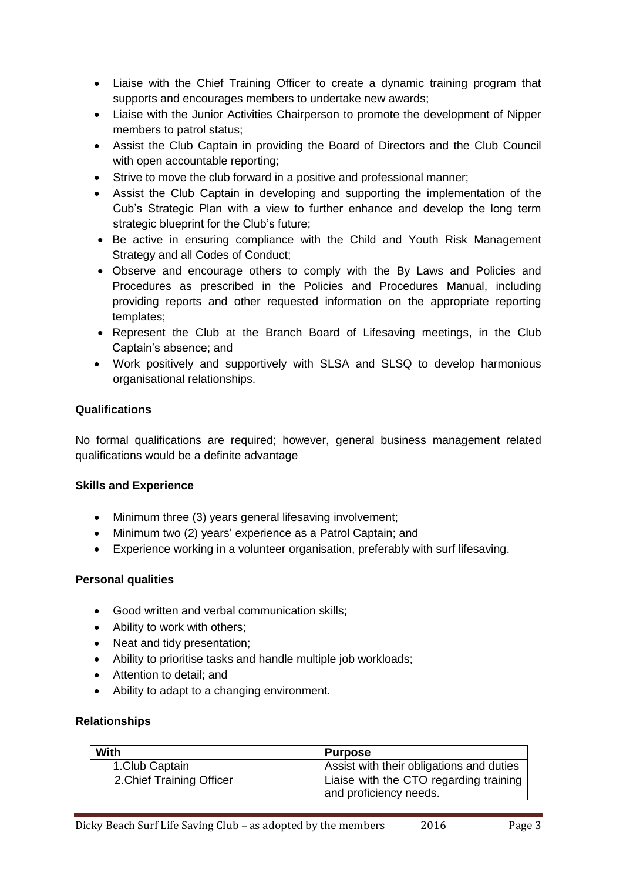- Liaise with the Chief Training Officer to create a dynamic training program that supports and encourages members to undertake new awards;
- Liaise with the Junior Activities Chairperson to promote the development of Nipper members to patrol status;
- Assist the Club Captain in providing the Board of Directors and the Club Council with open accountable reporting;
- Strive to move the club forward in a positive and professional manner;
- Assist the Club Captain in developing and supporting the implementation of the Cub's Strategic Plan with a view to further enhance and develop the long term strategic blueprint for the Club's future;
- Be active in ensuring compliance with the Child and Youth Risk Management Strategy and all Codes of Conduct;
- Observe and encourage others to comply with the By Laws and Policies and Procedures as prescribed in the Policies and Procedures Manual, including providing reports and other requested information on the appropriate reporting templates;
- Represent the Club at the Branch Board of Lifesaving meetings, in the Club Captain's absence; and
- Work positively and supportively with SLSA and SLSQ to develop harmonious organisational relationships.

**Qualifications**

No formal qualifications are required; however, general business management related qualifications would be a definite advantage

**Skills and Experience**

- Minimum three (3) years general lifesaving involvement;
- Minimum two (2) years' experience as a Patrol Captain; and
- Experience working in a volunteer organisation, preferably with surf lifesaving.

**Personal qualities**

- Good written and verbal communication skills;
- Ability to work with others;
- Neat and tidy presentation;
- Ability to prioritise tasks and handle multiple job workloads;
- Attention to detail; and
- Ability to adapt to a changing environment.

**Relationships**

| With | Purpose |
|---|---|
| 1.Club Captain | Assist with their obligations and duties |
| 2.Chief Training Officer | Liaise with the CTO regarding training and proficiency needs. |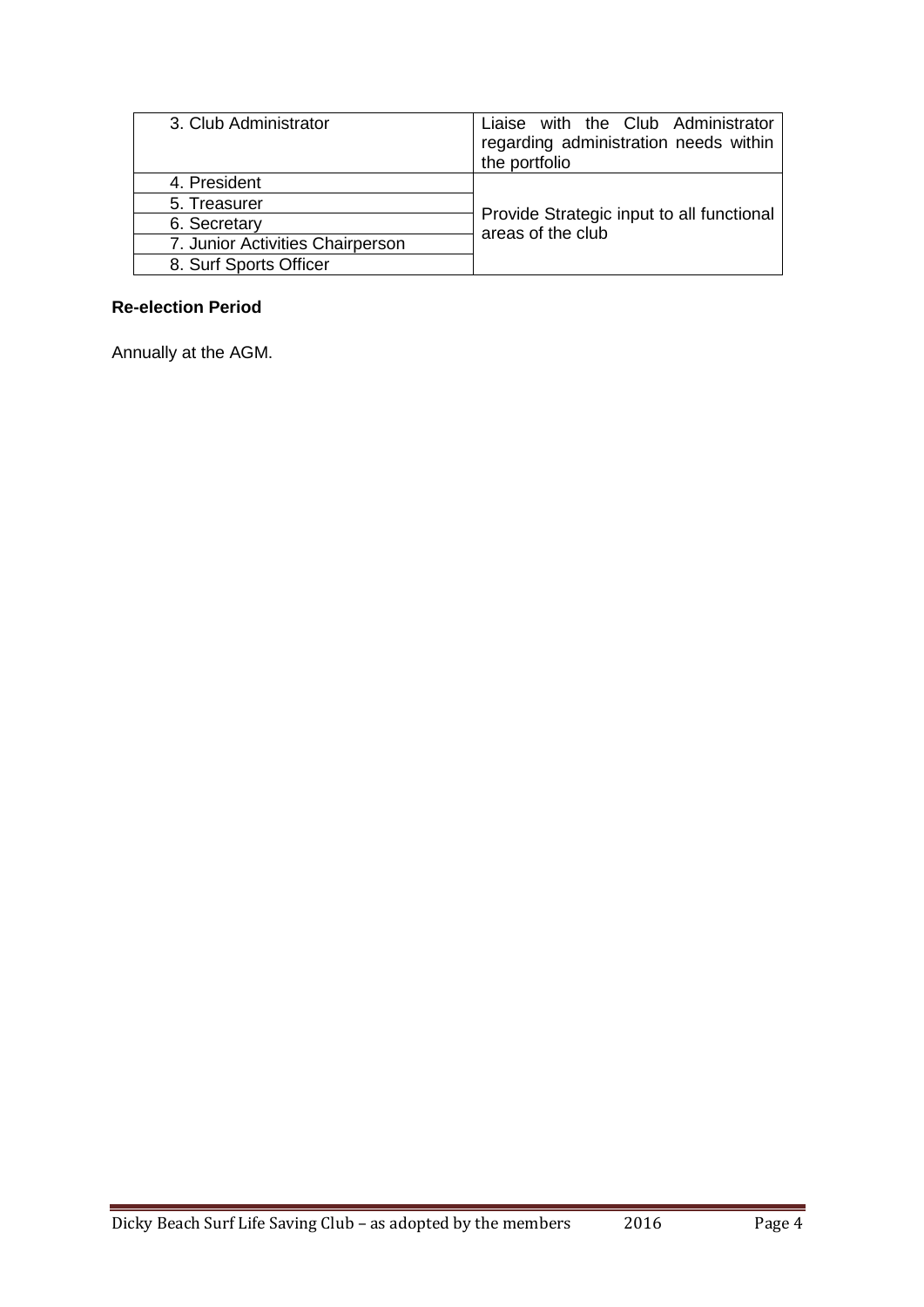| | |
|---|---|
| 3. Club Administrator | Liaise with the Club Administrator regarding administration needs within the portfolio |
| 4. President | Provide Strategic input to all functional areas of the club |
| 5. Treasurer | |
| 6. Secretary | |
| 7. Junior Activities Chairperson | |
| 8. Surf Sports Officer | |

**Re-election Period**

Annually at the AGM.